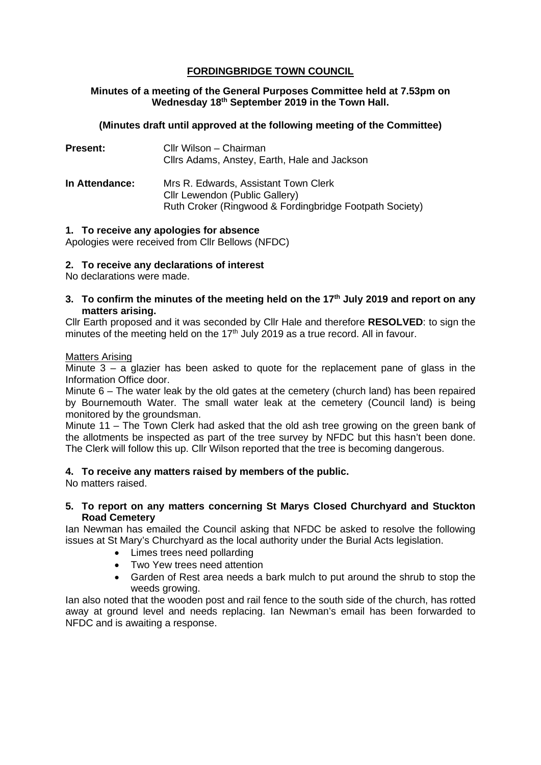# FORDINGBRIDGE TOWN COUNCIL

**Minutes of a meeting of the General Purposes Committee held at 7.53pm on Wednesday 18th September 2019 in the Town Hall.**

**(Minutes draft until approved at the following meeting of the Committee)**

**Present:** Cllr Wilson – Chairman
Cllrs Adams, Anstey, Earth, Hale and Jackson

**In Attendance:** Mrs R. Edwards, Assistant Town Clerk
Cllr Lewendon (Public Gallery)
Ruth Croker (Ringwood & Fordingbridge Footpath Society)

## 1. To receive any apologies for absence

Apologies were received from Cllr Bellows (NFDC)

## 2. To receive any declarations of interest

No declarations were made.

## 3. To confirm the minutes of the meeting held on the 17th July 2019 and report on any matters arising.

Cllr Earth proposed and it was seconded by Cllr Hale and therefore **RESOLVED**: to sign the minutes of the meeting held on the 17th July 2019 as a true record. All in favour.

Matters Arising

Minute 3 – a glazier has been asked to quote for the replacement pane of glass in the Information Office door.

Minute 6 – The water leak by the old gates at the cemetery (church land) has been repaired by Bournemouth Water. The small water leak at the cemetery (Council land) is being monitored by the groundsman.

Minute 11 – The Town Clerk had asked that the old ash tree growing on the green bank of the allotments be inspected as part of the tree survey by NFDC but this hasn't been done. The Clerk will follow this up. Cllr Wilson reported that the tree is becoming dangerous.

## 4. To receive any matters raised by members of the public.

No matters raised.

## 5. To report on any matters concerning St Marys Closed Churchyard and Stuckton Road Cemetery

Ian Newman has emailed the Council asking that NFDC be asked to resolve the following issues at St Mary's Churchyard as the local authority under the Burial Acts legislation.

- Limes trees need pollarding
- Two Yew trees need attention
- Garden of Rest area needs a bark mulch to put around the shrub to stop the weeds growing.

Ian also noted that the wooden post and rail fence to the south side of the church, has rotted away at ground level and needs replacing. Ian Newman's email has been forwarded to NFDC and is awaiting a response.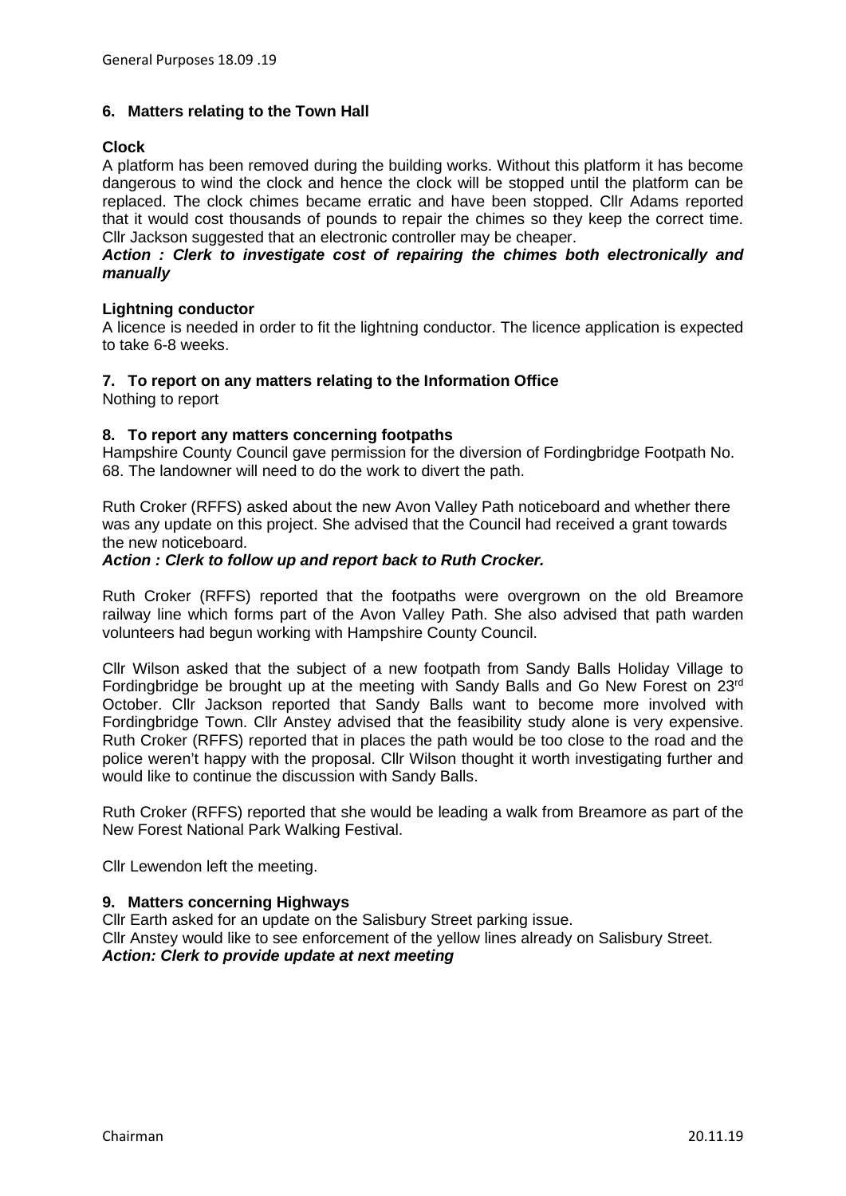## 6. Matters relating to the Town Hall

**Clock**

A platform has been removed during the building works. Without this platform it has become dangerous to wind the clock and hence the clock will be stopped until the platform can be replaced. The clock chimes became erratic and have been stopped. Cllr Adams reported that it would cost thousands of pounds to repair the chimes so they keep the correct time. Cllr Jackson suggested that an electronic controller may be cheaper.

***Action : Clerk to investigate cost of repairing the chimes both electronically and manually***

**Lightning conductor**

A licence is needed in order to fit the lightning conductor. The licence application is expected to take 6-8 weeks.

## 7. To report on any matters relating to the Information Office

Nothing to report

## 8. To report any matters concerning footpaths

Hampshire County Council gave permission for the diversion of Fordingbridge Footpath No. 68. The landowner will need to do the work to divert the path.

Ruth Croker (RFFS) asked about the new Avon Valley Path noticeboard and whether there was any update on this project. She advised that the Council had received a grant towards the new noticeboard.

***Action : Clerk to follow up and report back to Ruth Crocker.***

Ruth Croker (RFFS) reported that the footpaths were overgrown on the old Breamore railway line which forms part of the Avon Valley Path. She also advised that path warden volunteers had begun working with Hampshire County Council.

Cllr Wilson asked that the subject of a new footpath from Sandy Balls Holiday Village to Fordingbridge be brought up at the meeting with Sandy Balls and Go New Forest on 23rd October. Cllr Jackson reported that Sandy Balls want to become more involved with Fordingbridge Town. Cllr Anstey advised that the feasibility study alone is very expensive. Ruth Croker (RFFS) reported that in places the path would be too close to the road and the police weren't happy with the proposal. Cllr Wilson thought it worth investigating further and would like to continue the discussion with Sandy Balls.

Ruth Croker (RFFS) reported that she would be leading a walk from Breamore as part of the New Forest National Park Walking Festival.

Cllr Lewendon left the meeting.

## 9. Matters concerning Highways

Cllr Earth asked for an update on the Salisbury Street parking issue.
Cllr Anstey would like to see enforcement of the yellow lines already on Salisbury Street.

***Action: Clerk to provide update at next meeting***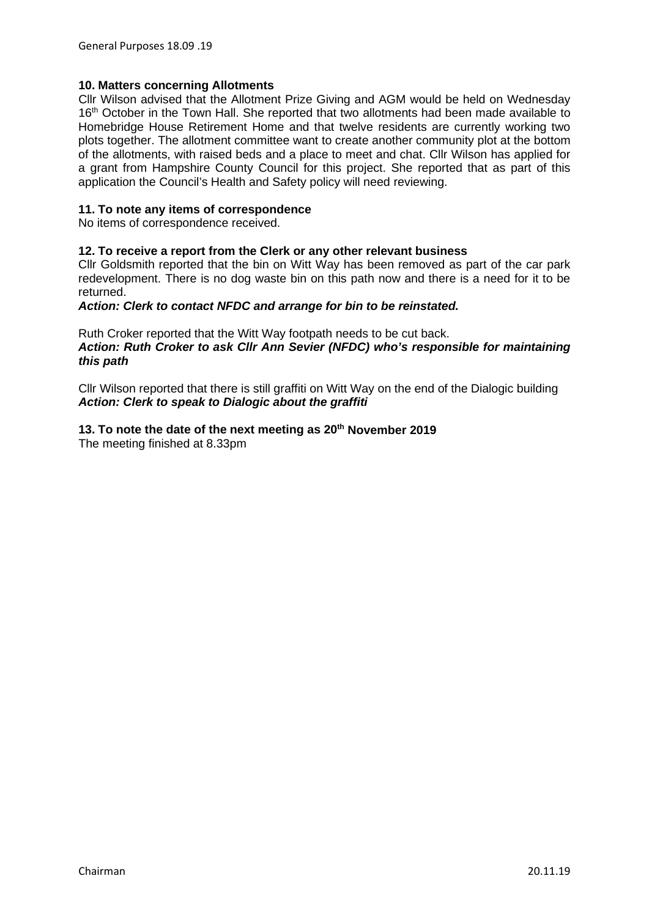**10. Matters concerning Allotments**

Cllr Wilson advised that the Allotment Prize Giving and AGM would be held on Wednesday 16th October in the Town Hall. She reported that two allotments had been made available to Homebridge House Retirement Home and that twelve residents are currently working two plots together. The allotment committee want to create another community plot at the bottom of the allotments, with raised beds and a place to meet and chat. Cllr Wilson has applied for a grant from Hampshire County Council for this project. She reported that as part of this application the Council's Health and Safety policy will need reviewing.

**11. To note any items of correspondence**

No items of correspondence received.

**12. To receive a report from the Clerk or any other relevant business**

Cllr Goldsmith reported that the bin on Witt Way has been removed as part of the car park redevelopment. There is no dog waste bin on this path now and there is a need for it to be returned.

***Action: Clerk to contact NFDC and arrange for bin to be reinstated.***

Ruth Croker reported that the Witt Way footpath needs to be cut back.

***Action: Ruth Croker to ask Cllr Ann Sevier (NFDC) who's responsible for maintaining this path***

Cllr Wilson reported that there is still graffiti on Witt Way on the end of the Dialogic building

***Action: Clerk to speak to Dialogic about the graffiti***

**13. To note the date of the next meeting as 20th November 2019**

The meeting finished at 8.33pm

Chairman 20.11.19